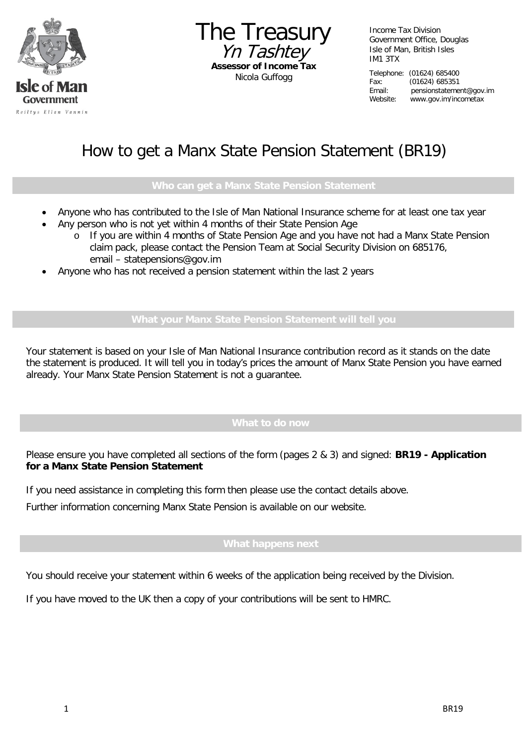Isle of Man Government
Reiltys Ellan Vannin

**The Treasury**
*Yn Tashtey*
**Assessor of Income Tax**
Nicola Guffogg

Income Tax Division
Government Office, Douglas
Isle of Man, British Isles
IM1 3TX

Telephone: (01624) 685400
Fax: (01624) 685351
Email: pensionstatement@gov.im
Website: www.gov.im/incometax

# How to get a Manx State Pension Statement (BR19)

## Who can get a Manx State Pension Statement

- Anyone who has contributed to the Isle of Man National Insurance scheme for at least one tax year
- Any person who is not yet within 4 months of their State Pension Age
  - If you are within 4 months of State Pension Age and you have not had a Manx State Pension claim pack, please contact the Pension Team at Social Security Division on 685176, email – statepensions@gov.im
- Anyone who has not received a pension statement within the last 2 years

## What your Manx State Pension Statement will tell you

Your statement is based on your Isle of Man National Insurance contribution record as it stands on the date the statement is produced. It will tell you in today's prices the amount of Manx State Pension you have earned already. Your Manx State Pension Statement is not a guarantee.

## What to do now

Please ensure you have completed all sections of the form (pages 2 & 3) and signed: **BR19 - Application for a Manx State Pension Statement**

If you need assistance in completing this form then please use the contact details above.

Further information concerning Manx State Pension is available on our website.

## What happens next

You should receive your statement within 6 weeks of the application being received by the Division.

If you have moved to the UK then a copy of your contributions will be sent to HMRC.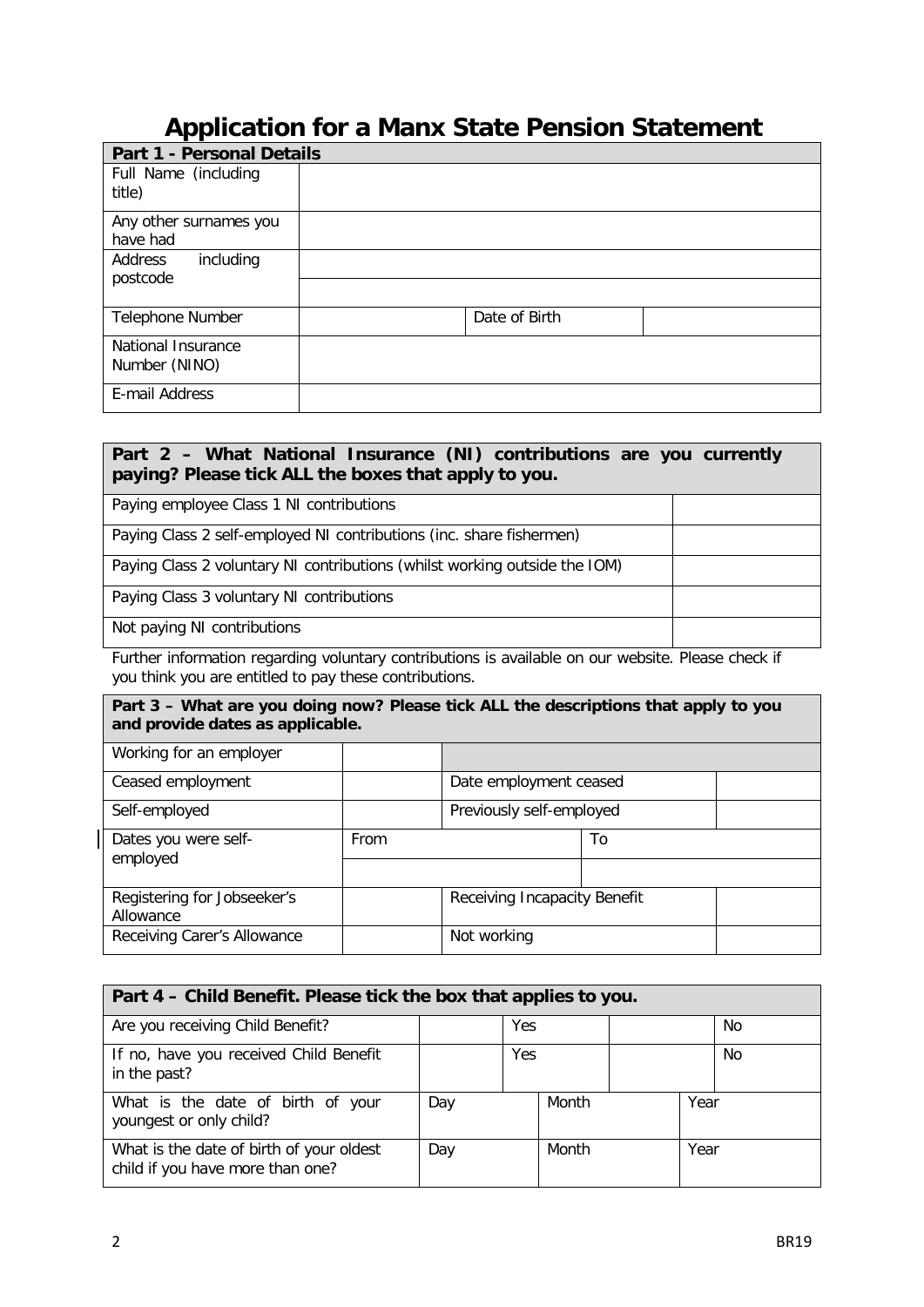# Application for a Manx State Pension Statement

| Part 1 - Personal Details | | | |
|---|---|---|---|
| Full Name (including title) | | | |
| Any other surnames you have had | | | |
| Address including postcode | | | |
| | | | |
| Telephone Number | | Date of Birth | |
| National Insurance Number (NINO) | | | |
| E-mail Address | | | |

| Part 2 – What National Insurance (NI) contributions are you currently paying? Please tick ALL the boxes that apply to you. | |
|---|---|
| Paying employee Class 1 NI contributions | |
| Paying Class 2 self-employed NI contributions (inc. share fishermen) | |
| Paying Class 2 voluntary NI contributions (whilst working outside the IOM) | |
| Paying Class 3 voluntary NI contributions | |
| Not paying NI contributions | |

Further information regarding voluntary contributions is available on our website. Please check if you think you are entitled to pay these contributions.

| Part 3 – What are you doing now? Please tick ALL the descriptions that apply to you and provide dates as applicable. | | | |
|---|---|---|---|
| Working for an employer | | | |
| Ceased employment | | Date employment ceased | |
| Self-employed | | Previously self-employed | |
| Dates you were self-employed | From | To | |
| | | | |
| Registering for Jobseeker's Allowance | | Receiving Incapacity Benefit | |
| Receiving Carer's Allowance | | Not working | |

| Part 4 – Child Benefit. Please tick the box that applies to you. | | | | | |
|---|---|---|---|---|---|
| Are you receiving Child Benefit? | | Yes | | | No |
| If no, have you received Child Benefit in the past? | | Yes | | | No |
| What is the date of birth of your youngest or only child? | Day | | Month | | Year |
| What is the date of birth of your oldest child if you have more than one? | Day | | Month | | Year |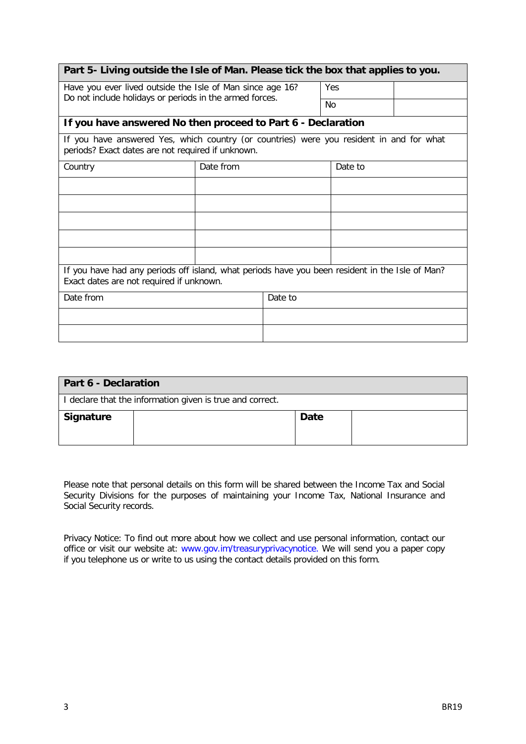## Part 5- Living outside the Isle of Man. Please tick the box that applies to you.

| | | |
|---|---|---|
| Have you ever lived outside the Isle of Man since age 16? Do not include holidays or periods in the armed forces. | Yes | |
| | No | |

**If you have answered No then proceed to Part 6 - Declaration**

If you have answered Yes, which country (or countries) were you resident in and for what periods? Exact dates are not required if unknown.

| Country | Date from | Date to |
|---|---|---|
| | | |
| | | |
| | | |
| | | |
| | | |

If you have had any periods off island, what periods have you been resident in the Isle of Man? Exact dates are not required if unknown.

| Date from | Date to |
|---|---|
| | |
| | |

## Part 6 - Declaration

I declare that the information given is true and correct.

| | | | |
|---|---|---|---|
| **Signature** | | **Date** | |

Please note that personal details on this form will be shared between the Income Tax and Social Security Divisions for the purposes of maintaining your Income Tax, National Insurance and Social Security records.

Privacy Notice: To find out more about how we collect and use personal information, contact our office or visit our website at: www.gov.im/treasuryprivacynotice. We will send you a paper copy if you telephone us or write to us using the contact details provided on this form.

BR19